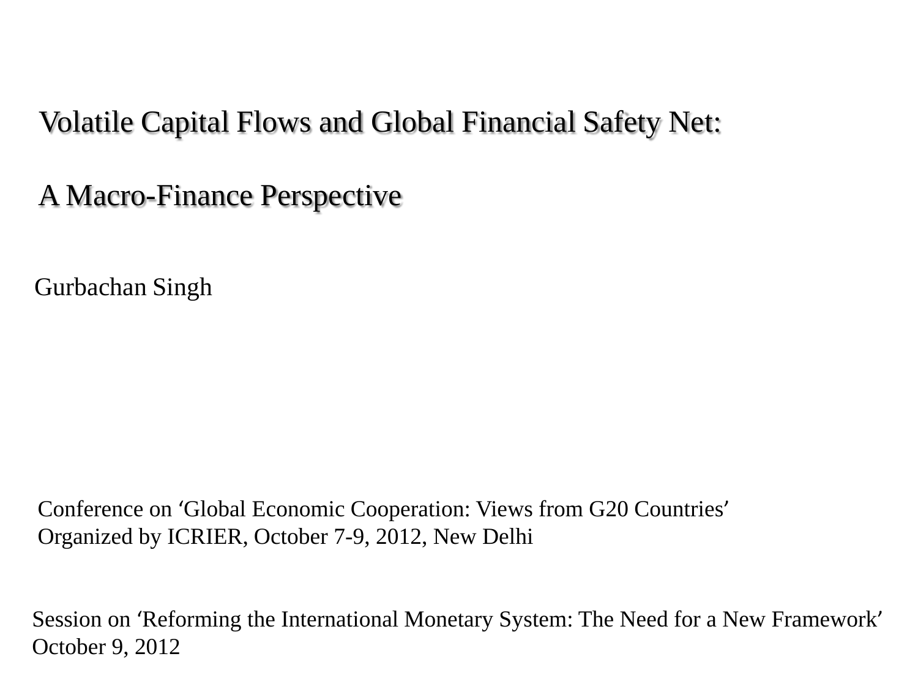# Volatile Capital Flows and Global Financial Safety Net:

# A Macro-Finance Perspective

Gurbachan Singh

Conference on 'Global Economic Cooperation: Views from G20 Countries'
Organized by ICRIER, October 7-9, 2012, New Delhi

Session on 'Reforming the International Monetary System: The Need for a New Framework'
October 9, 2012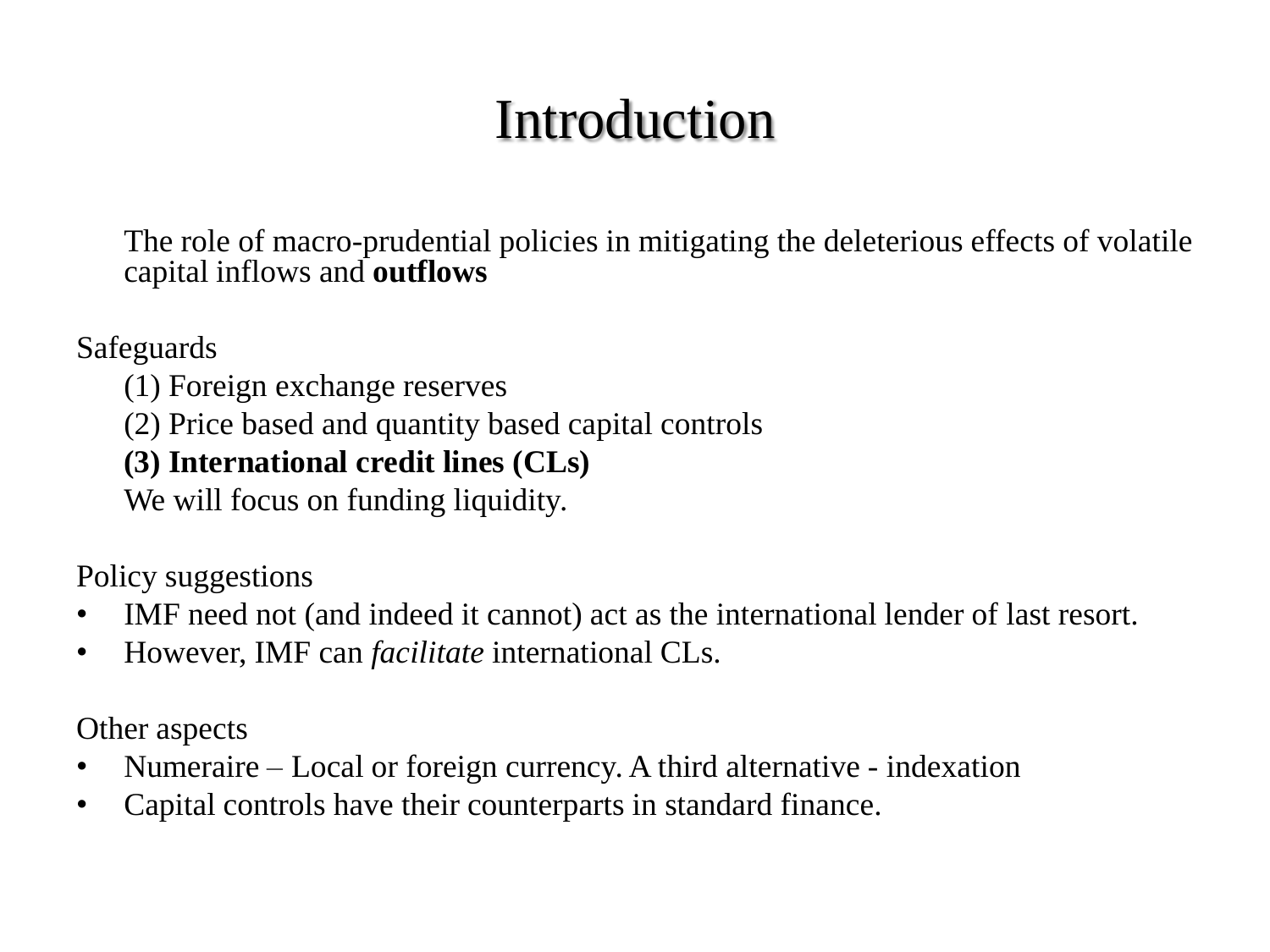# Introduction

The role of macro-prudential policies in mitigating the deleterious effects of volatile capital inflows and **outflows**

Safeguards

(1) Foreign exchange reserves

(2) Price based and quantity based capital controls

**(3) International credit lines (CLs)**

We will focus on funding liquidity.

Policy suggestions

- IMF need not (and indeed it cannot) act as the international lender of last resort.
- However, IMF can *facilitate* international CLs.

Other aspects

- Numeraire – Local or foreign currency. A third alternative - indexation
- Capital controls have their counterparts in standard finance.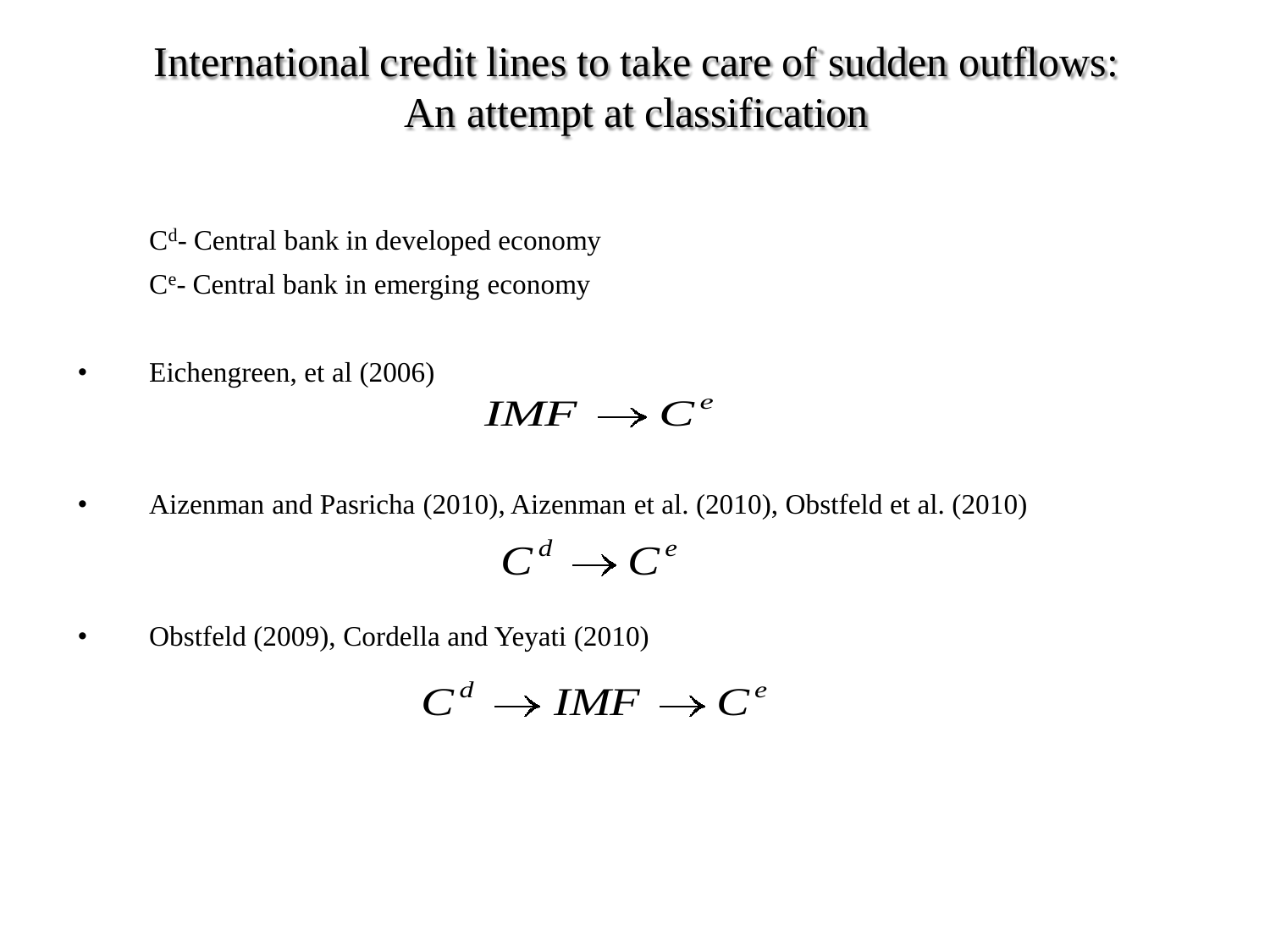# International credit lines to take care of sudden outflows: An attempt at classification

$C^d$- Central bank in developed economy

$C^e$- Central bank in emerging economy

- Eichengreen, et al (2006)

$$IMF \rightarrow C^e$$

- Aizenman and Pasricha (2010), Aizenman et al. (2010), Obstfeld et al. (2010)

$$C^d \rightarrow C^e$$

- Obstfeld (2009), Cordella and Yeyati (2010)

$$C^d \rightarrow IMF \rightarrow C^e$$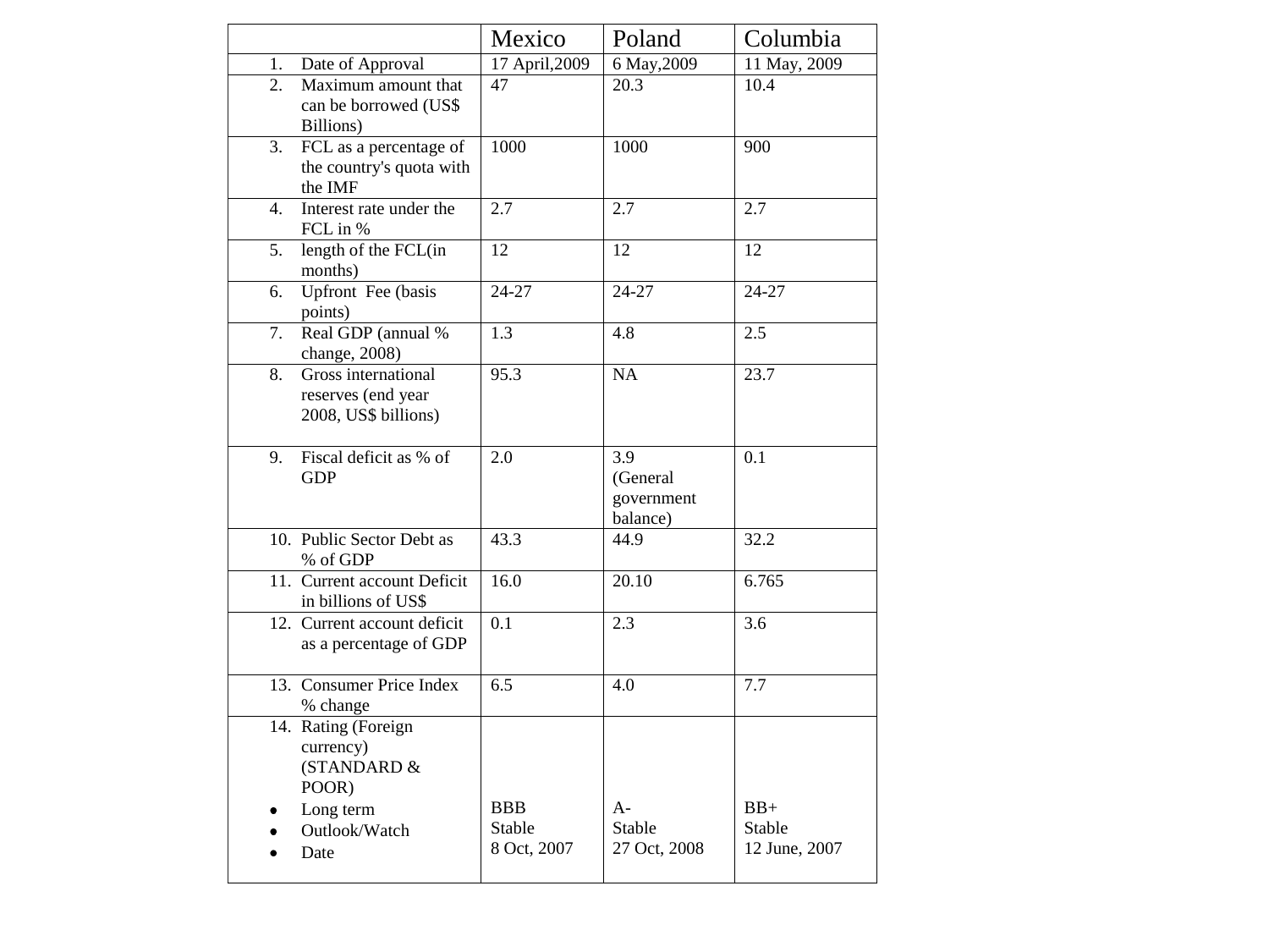| | Mexico | Poland | Columbia |
|---|---|---|---|
| 1. Date of Approval | 17 April,2009 | 6 May,2009 | 11 May, 2009 |
| 2. Maximum amount that can be borrowed (US$ Billions) | 47 | 20.3 | 10.4 |
| 3. FCL as a percentage of the country's quota with the IMF | 1000 | 1000 | 900 |
| 4. Interest rate under the FCL in % | 2.7 | 2.7 | 2.7 |
| 5. length of the FCL(in months) | 12 | 12 | 12 |
| 6. Upfront Fee (basis points) | 24-27 | 24-27 | 24-27 |
| 7. Real GDP (annual % change, 2008) | 1.3 | 4.8 | 2.5 |
| 8. Gross international reserves (end year 2008, US$ billions) | 95.3 | NA | 23.7 |
| 9. Fiscal deficit as % of GDP | 2.0 | 3.9 (General government balance) | 0.1 |
| 10. Public Sector Debt as % of GDP | 43.3 | 44.9 | 32.2 |
| 11. Current account Deficit in billions of US$ | 16.0 | 20.10 | 6.765 |
| 12. Current account deficit as a percentage of GDP | 0.1 | 2.3 | 3.6 |
| 13. Consumer Price Index % change | 6.5 | 4.0 | 7.7 |
| 14. Rating (Foreign currency) (STANDARD & POOR) | | | |
| • Long term | BBB | A- | BB+ |
| • Outlook/Watch | Stable | Stable | Stable |
| • Date | 8 Oct, 2007 | 27 Oct, 2008 | 12 June, 2007 |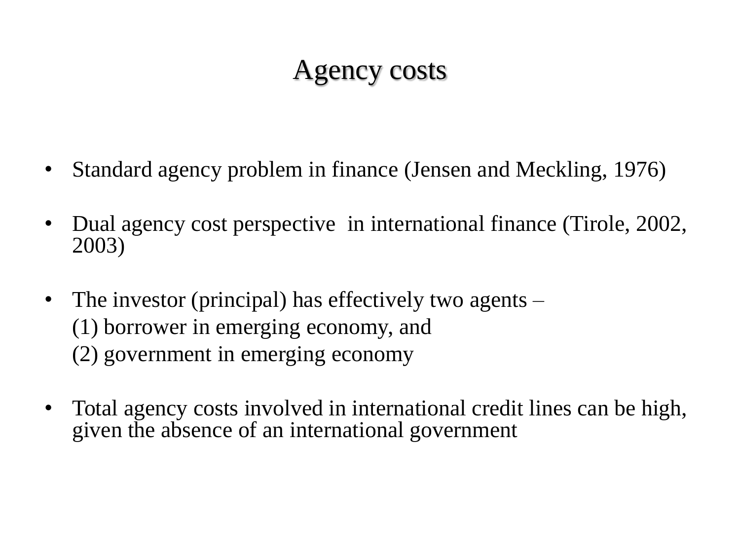# Agency costs

- Standard agency problem in finance (Jensen and Meckling, 1976)

- Dual agency cost perspective in international finance (Tirole, 2002, 2003)

- The investor (principal) has effectively two agents –
  
  (1) borrower in emerging economy, and
  
  (2) government in emerging economy

- Total agency costs involved in international credit lines can be high, given the absence of an international government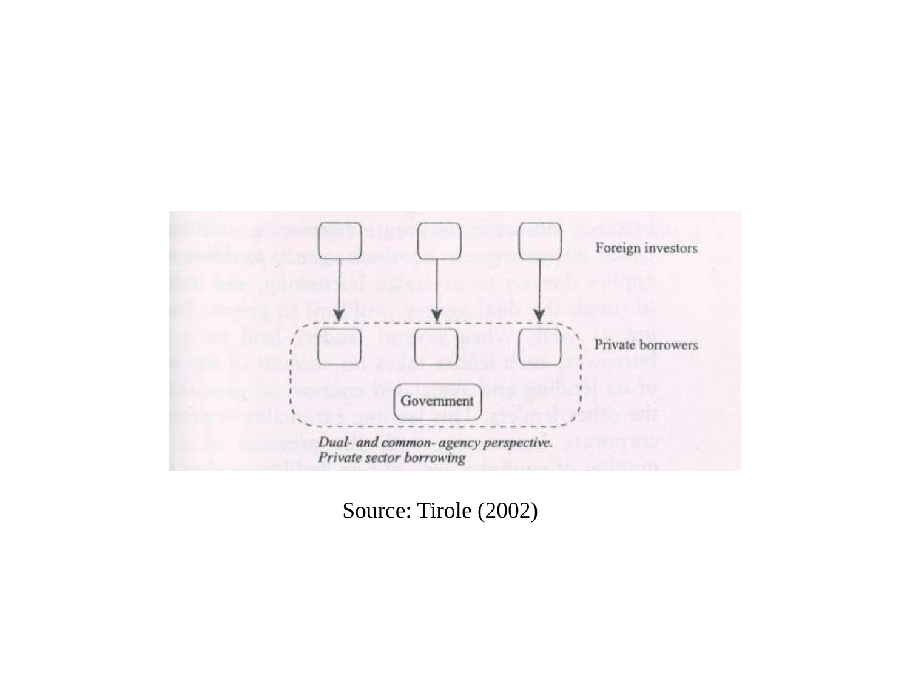Foreign investors

Private borrowers

Government

*Dual- and common- agency perspective. Private sector borrowing*

Source: Tirole (2002)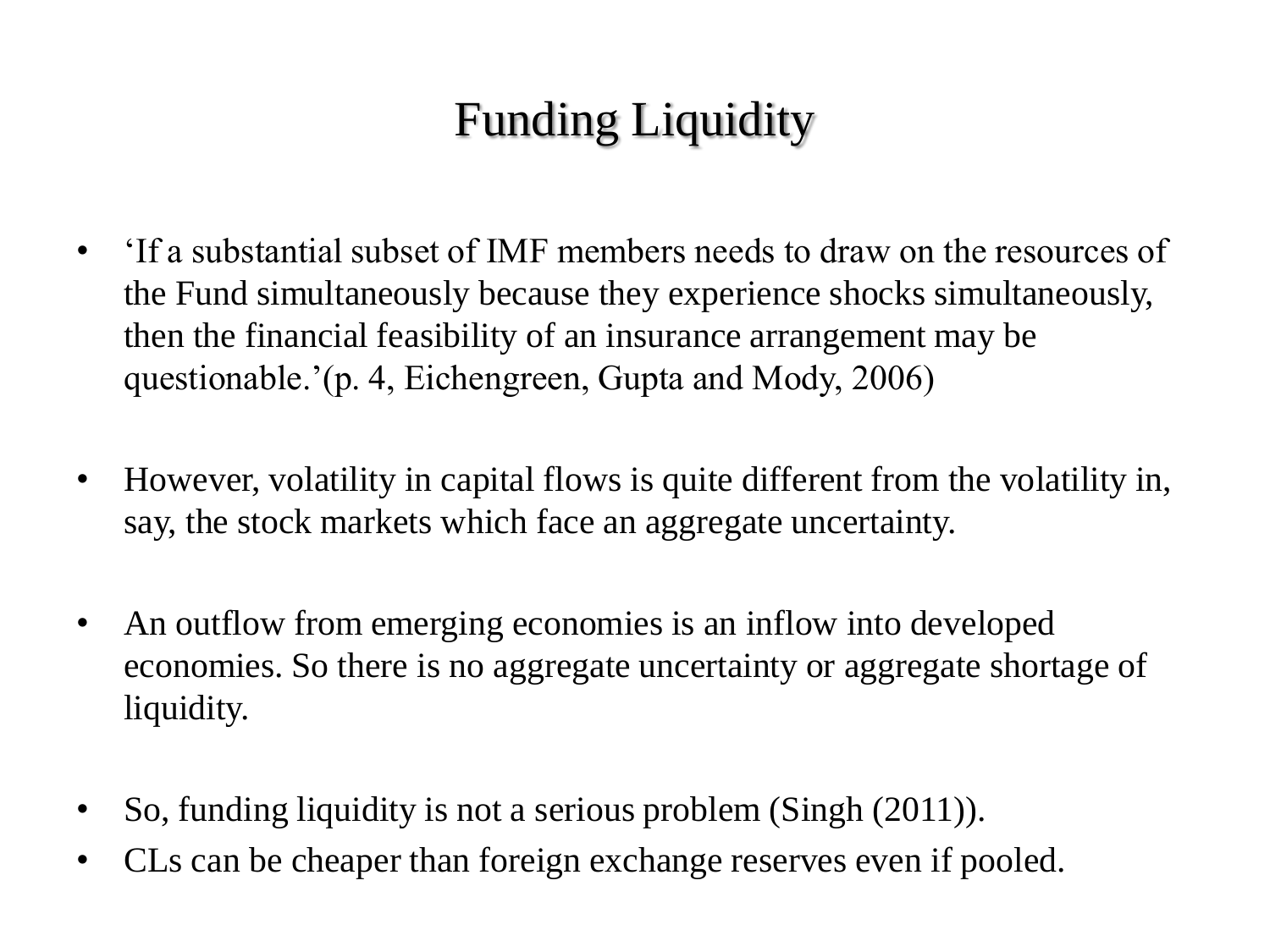# Funding Liquidity

- ‘If a substantial subset of IMF members needs to draw on the resources of the Fund simultaneously because they experience shocks simultaneously, then the financial feasibility of an insurance arrangement may be questionable.’(p. 4, Eichengreen, Gupta and Mody, 2006)

- However, volatility in capital flows is quite different from the volatility in, say, the stock markets which face an aggregate uncertainty.

- An outflow from emerging economies is an inflow into developed economies. So there is no aggregate uncertainty or aggregate shortage of liquidity.

- So, funding liquidity is not a serious problem (Singh (2011)).
- CLs can be cheaper than foreign exchange reserves even if pooled.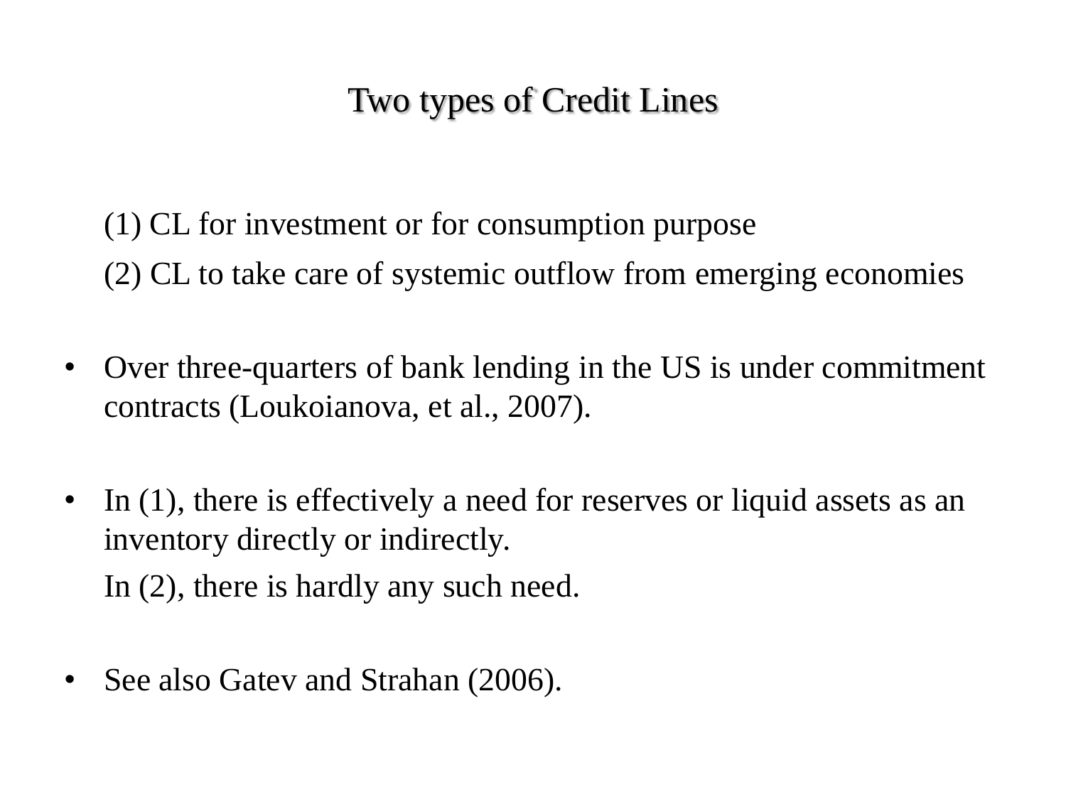# Two types of Credit Lines

(1) CL for investment or for consumption purpose

(2) CL to take care of systemic outflow from emerging economies

- Over three-quarters of bank lending in the US is under commitment contracts (Loukoianova, et al., 2007).

- In (1), there is effectively a need for reserves or liquid assets as an inventory directly or indirectly.

  In (2), there is hardly any such need.

- See also Gatev and Strahan (2006).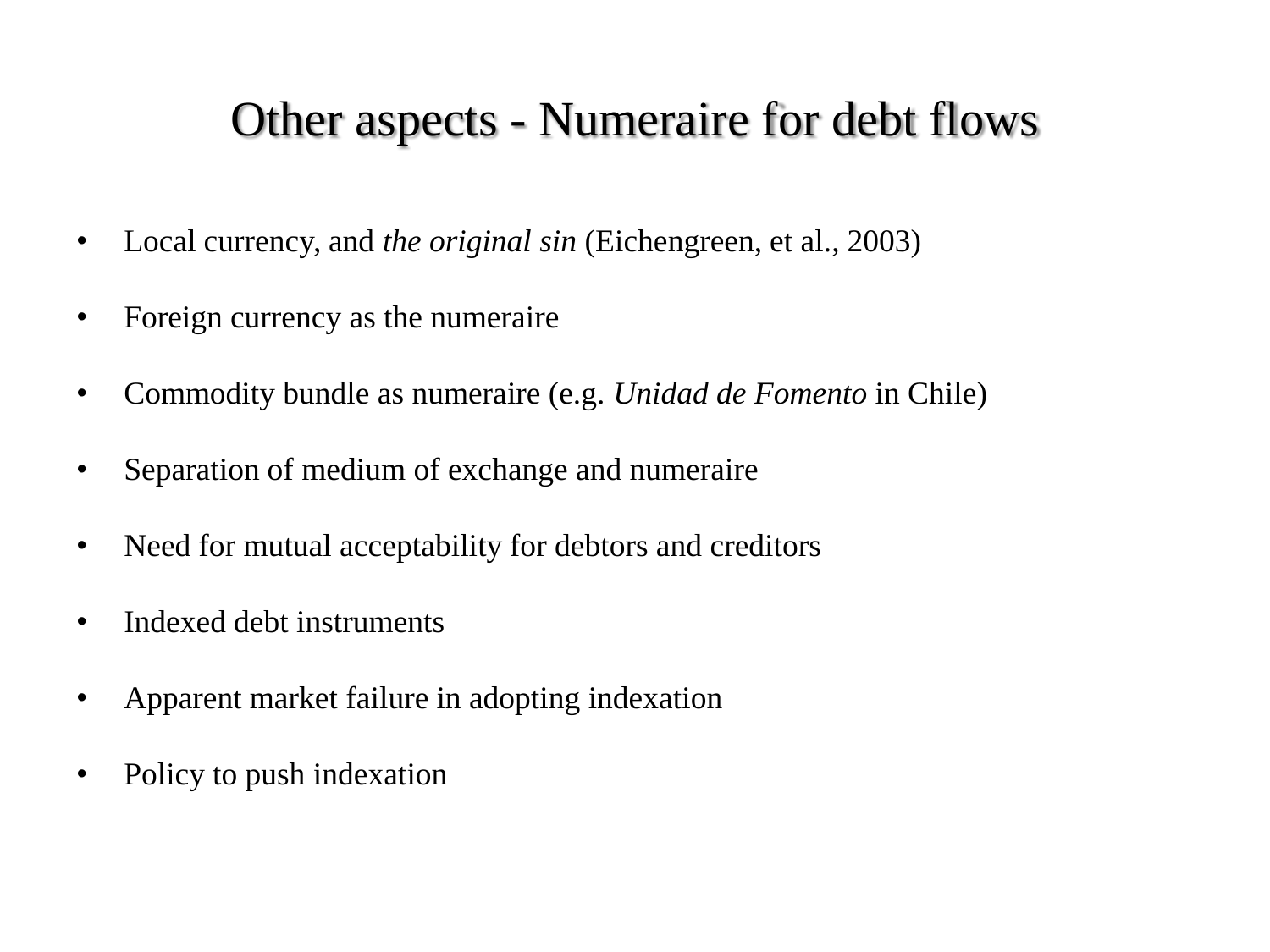# Other aspects - Numeraire for debt flows

- Local currency, and *the original sin* (Eichengreen, et al., 2003)
- Foreign currency as the numeraire
- Commodity bundle as numeraire (e.g. *Unidad de Fomento* in Chile)
- Separation of medium of exchange and numeraire
- Need for mutual acceptability for debtors and creditors
- Indexed debt instruments
- Apparent market failure in adopting indexation
- Policy to push indexation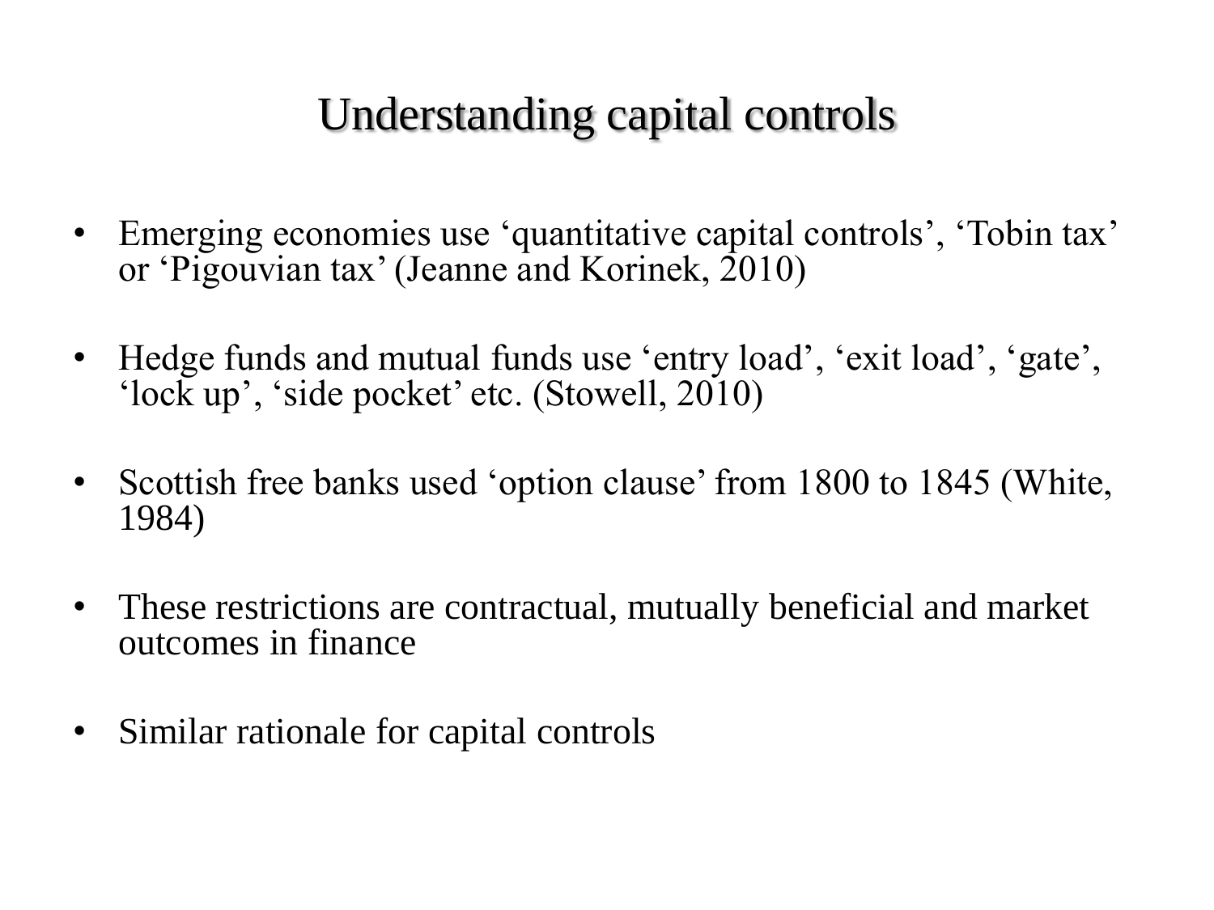# Understanding capital controls

- Emerging economies use ‘quantitative capital controls’, ‘Tobin tax’ or ‘Pigouvian tax’ (Jeanne and Korinek, 2010)
- Hedge funds and mutual funds use ‘entry load’, ‘exit load’, ‘gate’, ‘lock up’, ‘side pocket’ etc. (Stowell, 2010)
- Scottish free banks used ‘option clause’ from 1800 to 1845 (White, 1984)
- These restrictions are contractual, mutually beneficial and market outcomes in finance
- Similar rationale for capital controls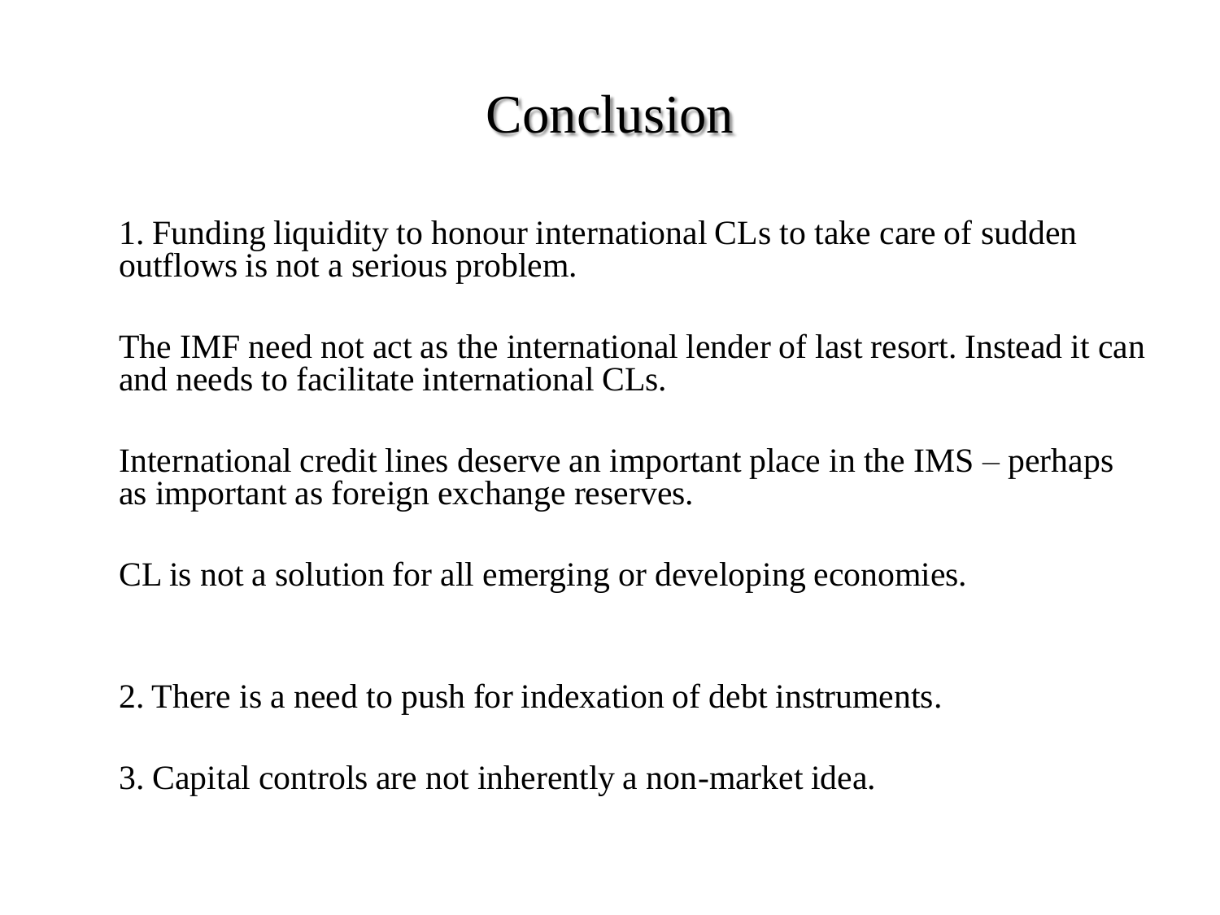# Conclusion

1. Funding liquidity to honour international CLs to take care of sudden outflows is not a serious problem.

The IMF need not act as the international lender of last resort. Instead it can and needs to facilitate international CLs.

International credit lines deserve an important place in the IMS – perhaps as important as foreign exchange reserves.

CL is not a solution for all emerging or developing economies.

2. There is a need to push for indexation of debt instruments.

3. Capital controls are not inherently a non-market idea.